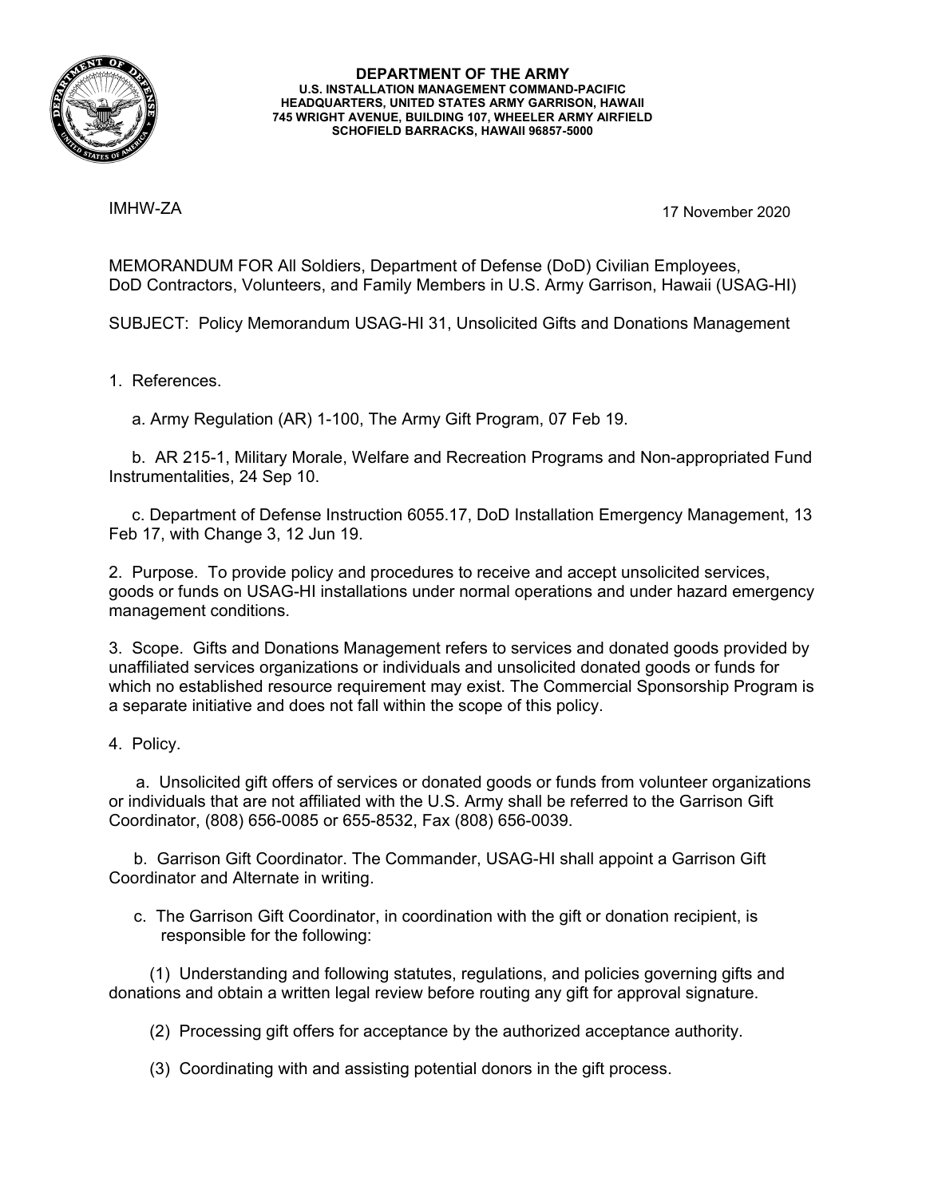**DEPARTMENT OF THE ARMY**
**U.S. INSTALLATION MANAGEMENT COMMAND-PACIFIC**
**HEADQUARTERS, UNITED STATES ARMY GARRISON, HAWAII**
**745 WRIGHT AVENUE, BUILDING 107, WHEELER ARMY AIRFIELD**
**SCHOFIELD BARRACKS, HAWAII 96857-5000**

IMHW-ZA

17 November 2020

MEMORANDUM FOR All Soldiers, Department of Defense (DoD) Civilian Employees, DoD Contractors, Volunteers, and Family Members in U.S. Army Garrison, Hawaii (USAG-HI)

SUBJECT: Policy Memorandum USAG-HI 31, Unsolicited Gifts and Donations Management

1. References.

   a. Army Regulation (AR) 1-100, The Army Gift Program, 07 Feb 19.

   b. AR 215-1, Military Morale, Welfare and Recreation Programs and Non-appropriated Fund Instrumentalities, 24 Sep 10.

   c. Department of Defense Instruction 6055.17, DoD Installation Emergency Management, 13 Feb 17, with Change 3, 12 Jun 19.

2. Purpose. To provide policy and procedures to receive and accept unsolicited services, goods or funds on USAG-HI installations under normal operations and under hazard emergency management conditions.

3. Scope. Gifts and Donations Management refers to services and donated goods provided by unaffiliated services organizations or individuals and unsolicited donated goods or funds for which no established resource requirement may exist. The Commercial Sponsorship Program is a separate initiative and does not fall within the scope of this policy.

4. Policy.

   a. Unsolicited gift offers of services or donated goods or funds from volunteer organizations or individuals that are not affiliated with the U.S. Army shall be referred to the Garrison Gift Coordinator, (808) 656-0085 or 655-8532, Fax (808) 656-0039.

   b. Garrison Gift Coordinator. The Commander, USAG-HI shall appoint a Garrison Gift Coordinator and Alternate in writing.

   c. The Garrison Gift Coordinator, in coordination with the gift or donation recipient, is responsible for the following:

      (1) Understanding and following statutes, regulations, and policies governing gifts and donations and obtain a written legal review before routing any gift for approval signature.

      (2) Processing gift offers for acceptance by the authorized acceptance authority.

      (3) Coordinating with and assisting potential donors in the gift process.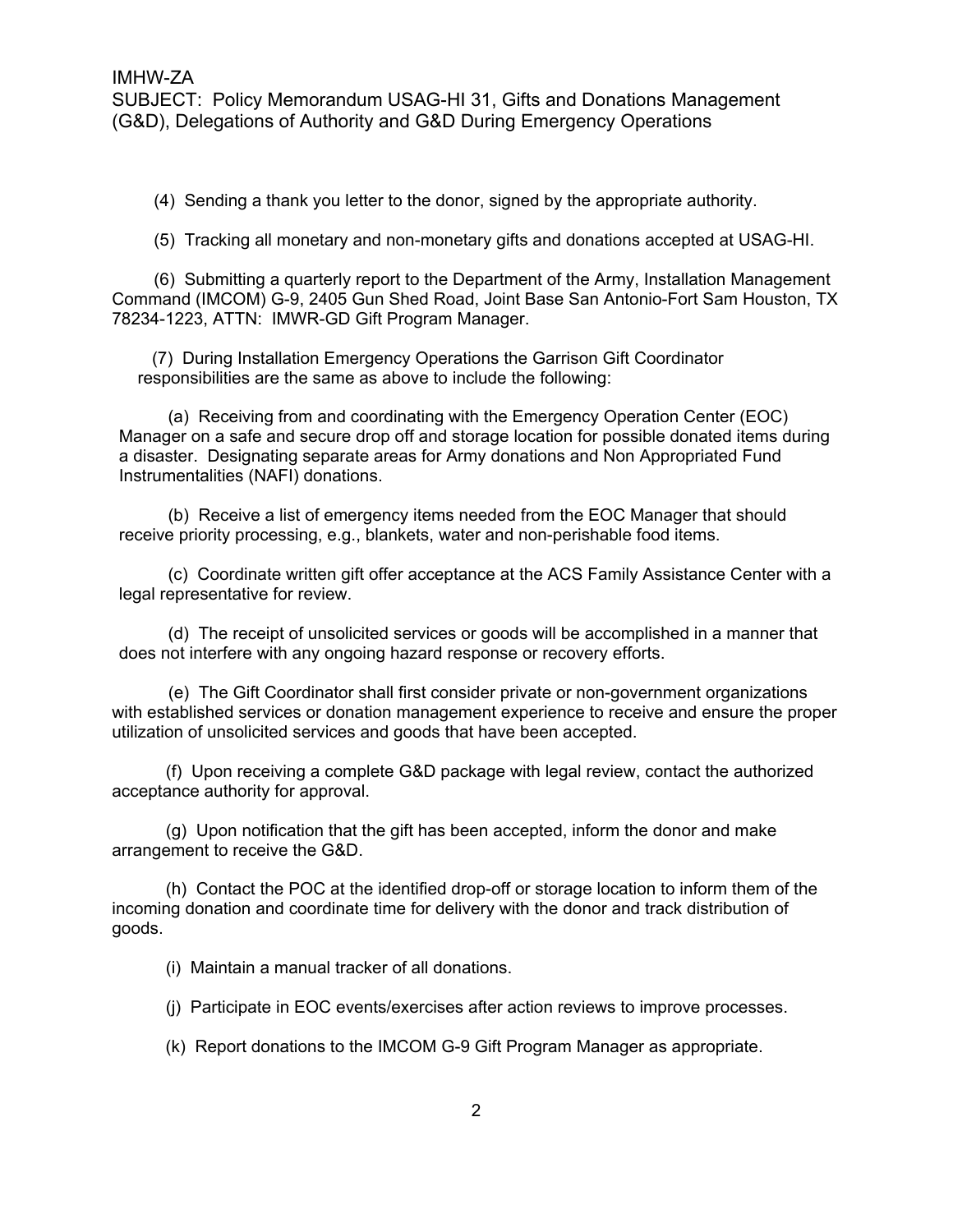(4) Sending a thank you letter to the donor, signed by the appropriate authority.

(5) Tracking all monetary and non-monetary gifts and donations accepted at USAG-HI.

(6) Submitting a quarterly report to the Department of the Army, Installation Management Command (IMCOM) G-9, 2405 Gun Shed Road, Joint Base San Antonio-Fort Sam Houston, TX 78234-1223, ATTN: IMWR-GD Gift Program Manager.

(7) During Installation Emergency Operations the Garrison Gift Coordinator responsibilities are the same as above to include the following:

(a) Receiving from and coordinating with the Emergency Operation Center (EOC) Manager on a safe and secure drop off and storage location for possible donated items during a disaster. Designating separate areas for Army donations and Non Appropriated Fund Instrumentalities (NAFI) donations.

(b) Receive a list of emergency items needed from the EOC Manager that should receive priority processing, e.g., blankets, water and non-perishable food items.

(c) Coordinate written gift offer acceptance at the ACS Family Assistance Center with a legal representative for review.

(d) The receipt of unsolicited services or goods will be accomplished in a manner that does not interfere with any ongoing hazard response or recovery efforts.

(e) The Gift Coordinator shall first consider private or non-government organizations with established services or donation management experience to receive and ensure the proper utilization of unsolicited services and goods that have been accepted.

(f) Upon receiving a complete G&D package with legal review, contact the authorized acceptance authority for approval.

(g) Upon notification that the gift has been accepted, inform the donor and make arrangement to receive the G&D.

(h) Contact the POC at the identified drop-off or storage location to inform them of the incoming donation and coordinate time for delivery with the donor and track distribution of goods.

(i) Maintain a manual tracker of all donations.

(j) Participate in EOC events/exercises after action reviews to improve processes.

(k) Report donations to the IMCOM G-9 Gift Program Manager as appropriate.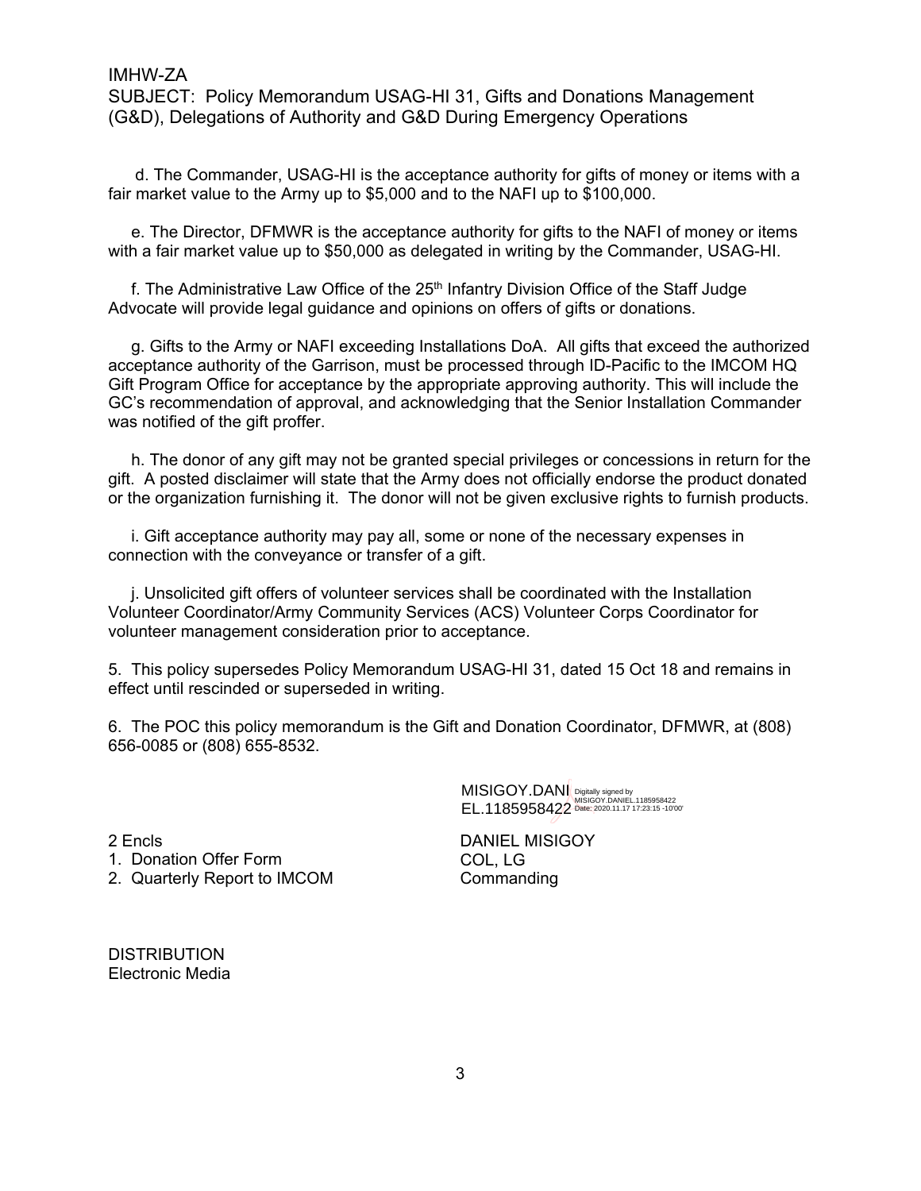IMHW-ZA
SUBJECT: Policy Memorandum USAG-HI 31, Gifts and Donations Management (G&D), Delegations of Authority and G&D During Emergency Operations

d. The Commander, USAG-HI is the acceptance authority for gifts of money or items with a fair market value to the Army up to $5,000 and to the NAFI up to $100,000.

e. The Director, DFMWR is the acceptance authority for gifts to the NAFI of money or items with a fair market value up to $50,000 as delegated in writing by the Commander, USAG-HI.

f. The Administrative Law Office of the 25th Infantry Division Office of the Staff Judge Advocate will provide legal guidance and opinions on offers of gifts or donations.

g. Gifts to the Army or NAFI exceeding Installations DoA. All gifts that exceed the authorized acceptance authority of the Garrison, must be processed through ID-Pacific to the IMCOM HQ Gift Program Office for acceptance by the appropriate approving authority. This will include the GC's recommendation of approval, and acknowledging that the Senior Installation Commander was notified of the gift proffer.

h. The donor of any gift may not be granted special privileges or concessions in return for the gift. A posted disclaimer will state that the Army does not officially endorse the product donated or the organization furnishing it. The donor will not be given exclusive rights to furnish products.

i. Gift acceptance authority may pay all, some or none of the necessary expenses in connection with the conveyance or transfer of a gift.

j. Unsolicited gift offers of volunteer services shall be coordinated with the Installation Volunteer Coordinator/Army Community Services (ACS) Volunteer Corps Coordinator for volunteer management consideration prior to acceptance.

5. This policy supersedes Policy Memorandum USAG-HI 31, dated 15 Oct 18 and remains in effect until rescinded or superseded in writing.

6. The POC this policy memorandum is the Gift and Donation Coordinator, DFMWR, at (808) 656-0085 or (808) 655-8532.

MISIGOY.DANIEL.1185958422
Digitally signed by MISIGOY.DANIEL.1185958422
Date: 2020.11.17 17:23:15 -10'00'

DANIEL MISIGOY
COL, LG
Commanding

2 Encls
1. Donation Offer Form
2. Quarterly Report to IMCOM

DISTRIBUTION
Electronic Media